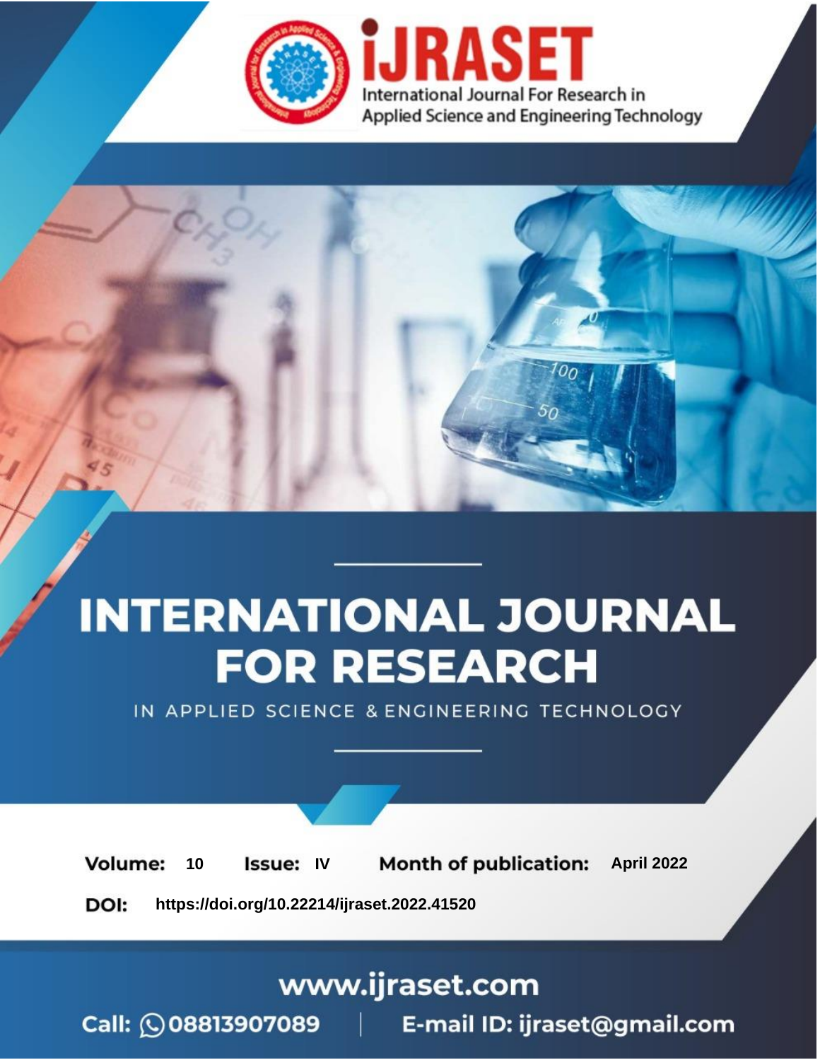# iJRASET

International Journal For Research in Applied Science and Engineering Technology

# INTERNATIONAL JOURNAL FOR RESEARCH

IN APPLIED SCIENCE & ENGINEERING TECHNOLOGY

**Volume:** 10 **Issue:** IV **Month of publication:** April 2022

**DOI:** https://doi.org/10.22214/ijraset.2022.41520

www.ijraset.com

Call: 08813907089 | E-mail ID: ijraset@gmail.com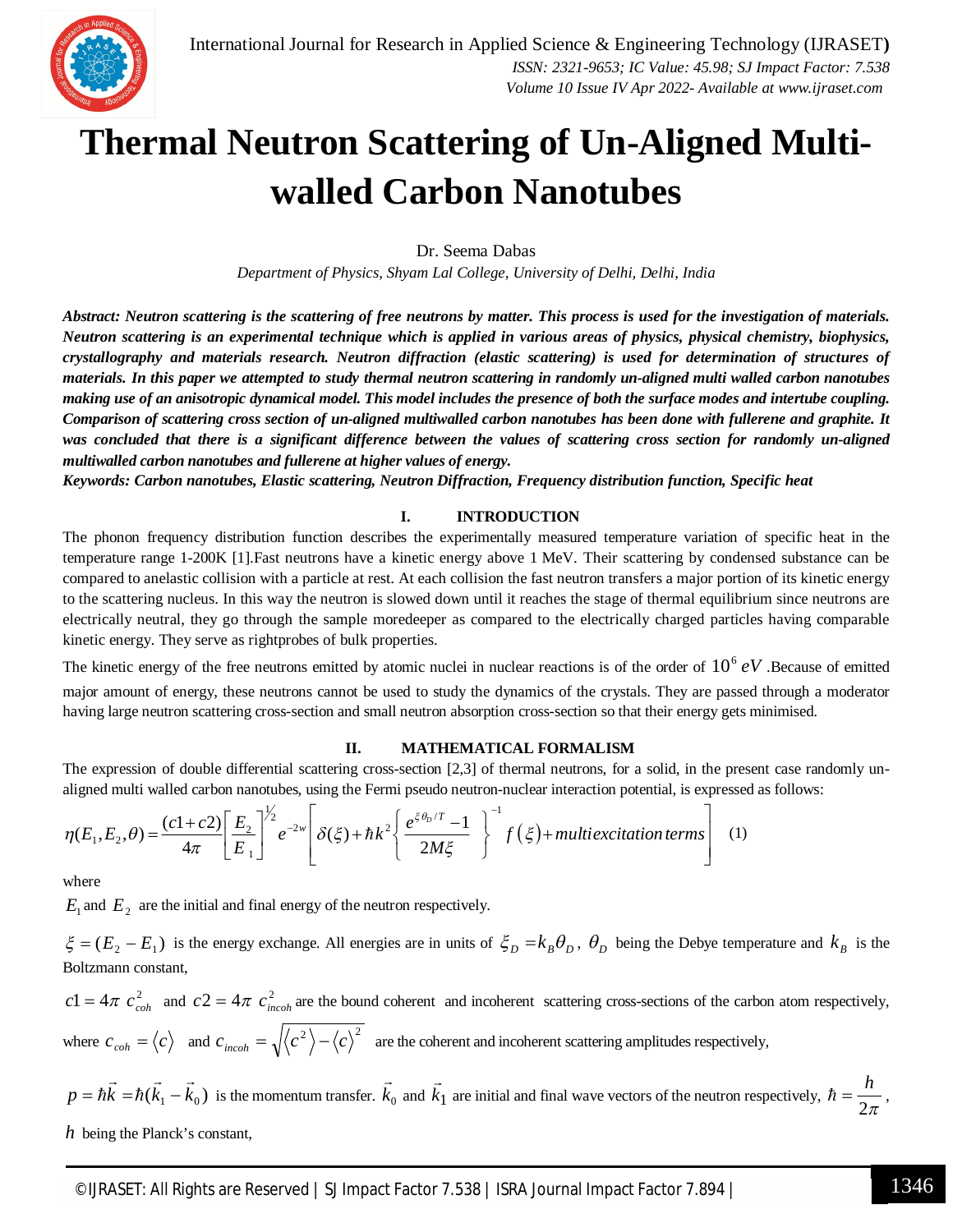# Thermal Neutron Scattering of Un-Aligned Multi-walled Carbon Nanotubes

Dr. Seema Dabas

*Department of Physics, Shyam Lal College, University of Delhi, Delhi, India*

***Abstract:** Neutron scattering is the scattering of free neutrons by matter. This process is used for the investigation of materials. Neutron scattering is an experimental technique which is applied in various areas of physics, physical chemistry, biophysics, crystallography and materials research. Neutron diffraction (elastic scattering) is used for determination of structures of materials. In this paper we attempted to study thermal neutron scattering in randomly un-aligned multi walled carbon nanotubes making use of an anisotropic dynamical model. This model includes the presence of both the surface modes and intertube coupling. Comparison of scattering cross section of un-aligned multiwalled carbon nanotubes has been done with fullerene and graphite. It was concluded that there is a significant difference between the values of scattering cross section for randomly un-aligned multiwalled carbon nanotubes and fullerene at higher values of energy.*

***Keywords:** Carbon nanotubes, Elastic scattering, Neutron Diffraction, Frequency distribution function, Specific heat*

## I. INTRODUCTION

The phonon frequency distribution function describes the experimentally measured temperature variation of specific heat in the temperature range 1-200K [1].Fast neutrons have a kinetic energy above 1 MeV. Their scattering by condensed substance can be compared to anelastic collision with a particle at rest. At each collision the fast neutron transfers a major portion of its kinetic energy to the scattering nucleus. In this way the neutron is slowed down until it reaches the stage of thermal equilibrium since neutrons are electrically neutral, they go through the sample moredeeper as compared to the electrically charged particles having comparable kinetic energy. They serve as rightprobes of bulk properties.

The kinetic energy of the free neutrons emitted by atomic nuclei in nuclear reactions is of the order of $10^6\,eV$ .Because of emitted major amount of energy, these neutrons cannot be used to study the dynamics of the crystals. They are passed through a moderator having large neutron scattering cross-section and small neutron absorption cross-section so that their energy gets minimised.

## II. MATHEMATICAL FORMALISM

The expression of double differential scattering cross-section [2,3] of thermal neutrons, for a solid, in the present case randomly un-aligned multi walled carbon nanotubes, using the Fermi pseudo neutron-nuclear interaction potential, is expressed as follows:

$$\eta(E_1,E_2,\theta)=\frac{(c1+c2)}{4\pi}\left[\frac{E_2}{E_1}\right]^{1/2}e^{-2w}\left[\delta(\xi)+\hbar k^2\left\{\frac{e^{\xi\theta_D/T}-1}{2M\xi}\right\}^{-1}f(\xi)+multiexcitation\,terms\right] \quad (1)$$

where

$E_1$ and $E_2$ are the initial and final energy of the neutron respectively.

$\xi=(E_2-E_1)$ is the energy exchange. All energies are in units of $\xi_D=k_B\theta_D$, $\theta_D$ being the Debye temperature and $k_B$ is the Boltzmann constant,

$c1=4\pi\ c_{coh}^2$ and $c2=4\pi\ c_{incoh}^2$ are the bound coherent and incoherent scattering cross-sections of the carbon atom respectively, where $c_{coh}=\langle c\rangle$ and $c_{incoh}=\sqrt{\langle c^2\rangle-\langle c\rangle^2}$ are the coherent and incoherent scattering amplitudes respectively,

$p=\hbar\vec{k}=\hbar(\vec{k}_1-\vec{k}_0)$ is the momentum transfer. $\vec{k}_0$ and $\vec{k}_1$ are initial and final wave vectors of the neutron respectively, $\hbar=\dfrac{h}{2\pi}$,

$h$ being the Planck's constant,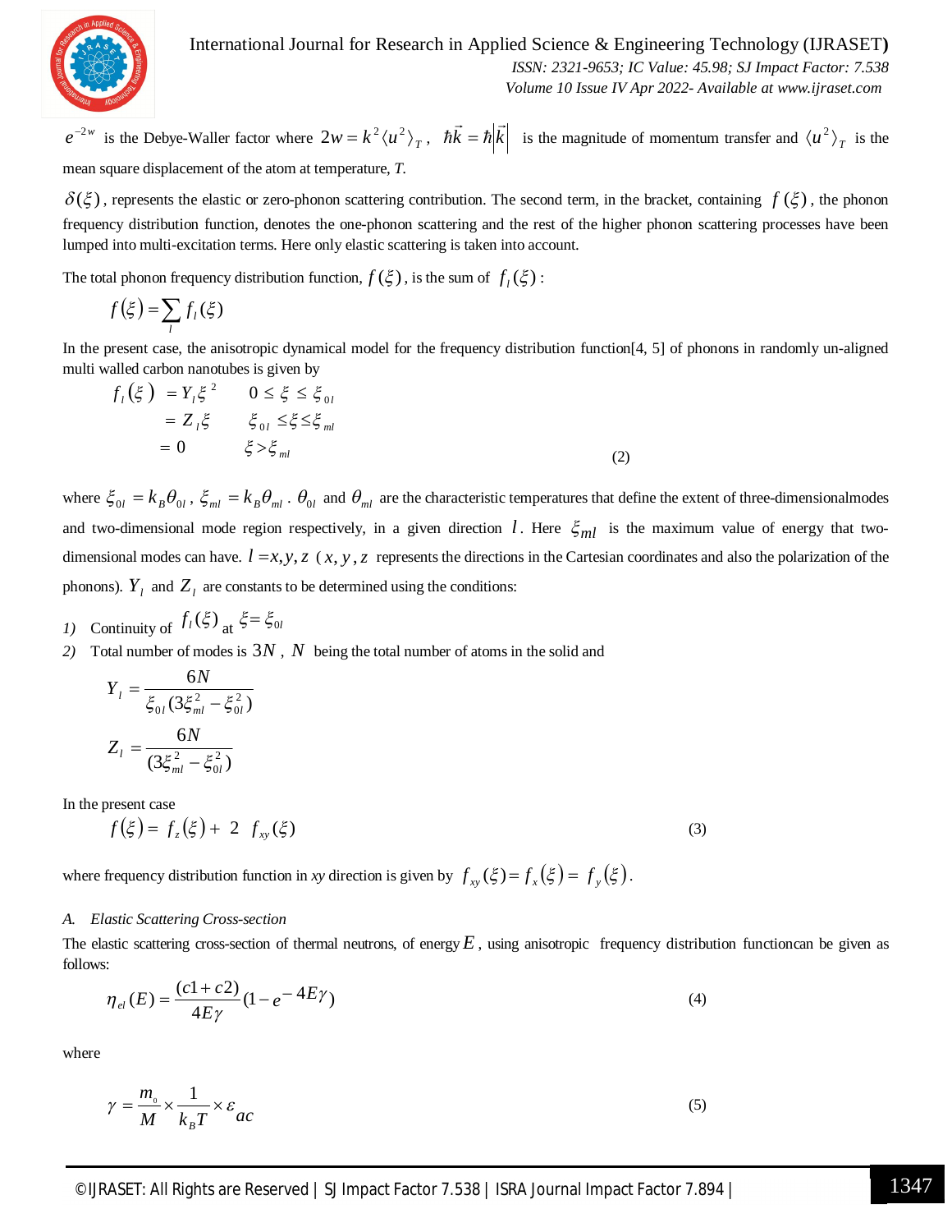$e^{-2w}$ is the Debye-Waller factor where $2w = k^2 \langle u^2 \rangle_T$, $\hbar \vec{k} = \hbar |\vec{k}|$ is the magnitude of momentum transfer and $\langle u^2 \rangle_T$ is the mean square displacement of the atom at temperature, *T*.

$\delta(\xi)$, represents the elastic or zero-phonon scattering contribution. The second term, in the bracket, containing $f(\xi)$, the phonon frequency distribution function, denotes the one-phonon scattering and the rest of the higher phonon scattering processes have been lumped into multi-excitation terms. Here only elastic scattering is taken into account.

The total phonon frequency distribution function, $f(\xi)$, is the sum of $f_l(\xi)$:

$$f(\xi) = \sum_l f_l(\xi)$$

In the present case, the anisotropic dynamical model for the frequency distribution function[4, 5] of phonons in randomly un-aligned multi walled carbon nanotubes is given by

$$
\begin{aligned}
f_l(\xi) &= Y_l \xi^2 \qquad 0 \le \xi \le \xi_{0l} \\
&= Z_l \xi \qquad \xi_{0l} \le \xi \le \xi_{ml} \\
&= 0 \qquad \xi > \xi_{ml}
\end{aligned}
\tag{2}
$$

where $\xi_{0l} = k_B \theta_{0l}$, $\xi_{ml} = k_B \theta_{ml}$. $\theta_{0l}$ and $\theta_{ml}$ are the characteristic temperatures that define the extent of three-dimensionalmodes and two-dimensional mode region respectively, in a given direction $l$. Here $\xi_{ml}$ is the maximum value of energy that two-dimensional modes can have. $l = x, y, z$ ($x, y, z$ represents the directions in the Cartesian coordinates and also the polarization of the phonons). $Y_l$ and $Z_l$ are constants to be determined using the conditions:

1) Continuity of $f_l(\xi)$ at $\xi = \xi_{0l}$
2) Total number of modes is $3N$, $N$ being the total number of atoms in the solid and

$$Y_l = \frac{6N}{\xi_{0l}(3\xi_{ml}^2 - \xi_{0l}^2)}$$

$$Z_l = \frac{6N}{(3\xi_{ml}^2 - \xi_{0l}^2)}$$

In the present case

$$f(\xi) = f_z(\xi) + 2 \; f_{xy}(\xi) \tag{3}$$

where frequency distribution function in *xy* direction is given by $f_{xy}(\xi) = f_x(\xi) = f_y(\xi)$.

### A. Elastic Scattering Cross-section

The elastic scattering cross-section of thermal neutrons, of energy $E$, using anisotropic frequency distribution functioncan be given as follows:

$$\eta_{el}(E) = \frac{(c1 + c2)}{4E\gamma}(1 - e^{-4E\gamma}) \tag{4}$$

where

$$\gamma = \frac{m_0}{M} \times \frac{1}{k_B T} \times \varepsilon_{ac} \tag{5}$$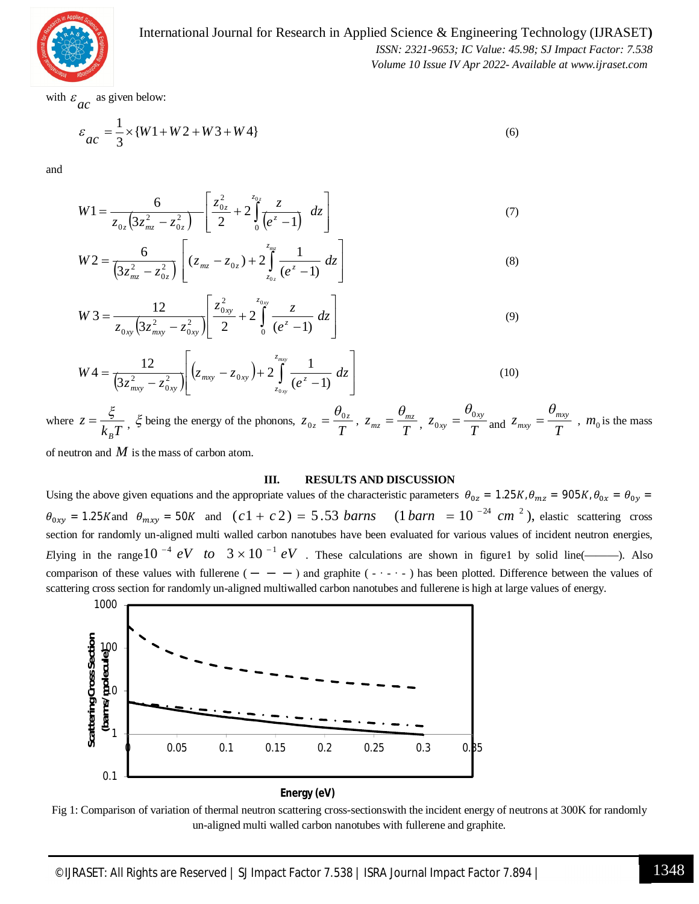with $\varepsilon_{ac}$ as given below:

$$\varepsilon_{ac} = \frac{1}{3} \times \{W1 + W2 + W3 + W4\} \tag{6}$$

and

$$W1 = \frac{6}{z_{0z}\left(3z_{mz}^2 - z_{0z}^2\right)} \left[ \frac{z_{0z}^2}{2} + 2\int_0^{z_{0z}} \frac{z}{\left(e^z - 1\right)} \, dz \right] \tag{7}$$

$$W2 = \frac{6}{\left(3z_{mz}^2 - z_{0z}^2\right)} \left[ (z_{mz} - z_{0z}) + 2\int_{z_{0z}}^{z_{mz}} \frac{1}{(e^z - 1)} \, dz \right] \tag{8}$$

$$W3 = \frac{12}{z_{0xy}\left(3z_{mxy}^2 - z_{0xy}^2\right)} \left[ \frac{z_{0xy}^2}{2} + 2\int_0^{z_{0xy}} \frac{z}{(e^z - 1)} \, dz \right] \tag{9}$$

$$W4 = \frac{12}{\left(3z_{mxy}^2 - z_{0xy}^2\right)} \left[ \left(z_{mxy} - z_{0xy}\right) + 2\int_{z_{0xy}}^{z_{mxy}} \frac{1}{(e^z - 1)} \, dz \right] \tag{10}$$

where $z = \frac{\xi}{k_B T}$, $\xi$ being the energy of the phonons, $z_{0z} = \frac{\theta_{0z}}{T}$, $z_{mz} = \frac{\theta_{mz}}{T}$, $z_{0xy} = \frac{\theta_{0xy}}{T}$ and $z_{mxy} = \frac{\theta_{mxy}}{T}$, $m_0$ is the mass of neutron and $M$ is the mass of carbon atom.

## III. RESULTS AND DISCUSSION

Using the above given equations and the appropriate values of the characteristic parameters $\theta_{0z} = 1.25K, \theta_{mz} = 905K, \theta_{0x} = \theta_{0y} = \theta_{0xy} = 1.25K$ and $\theta_{mxy} = 50K$ and $(c1 + c2) = 5.53\ barns$ $(1\ barn = 10^{-24}\ cm^2)$, elastic scattering cross section for randomly un-aligned multi walled carbon nanotubes have been evaluated for various values of incident neutron energies, $E$lying in the range $10^{-4}\ eV$ to $3 \times 10^{-1}\ eV$. These calculations are shown in figure1 by solid line(———). Also comparison of these values with fullerene ( — — — ) and graphite ( - · - · - ) has been plotted. Difference between the values of scattering cross section for randomly un-aligned multiwalled carbon nanotubes and fullerene is high at large values of energy.

Fig 1: Comparison of variation of thermal neutron scattering cross-sectionswith the incident energy of neutrons at 300K for randomly un-aligned multi walled carbon nanotubes with fullerene and graphite.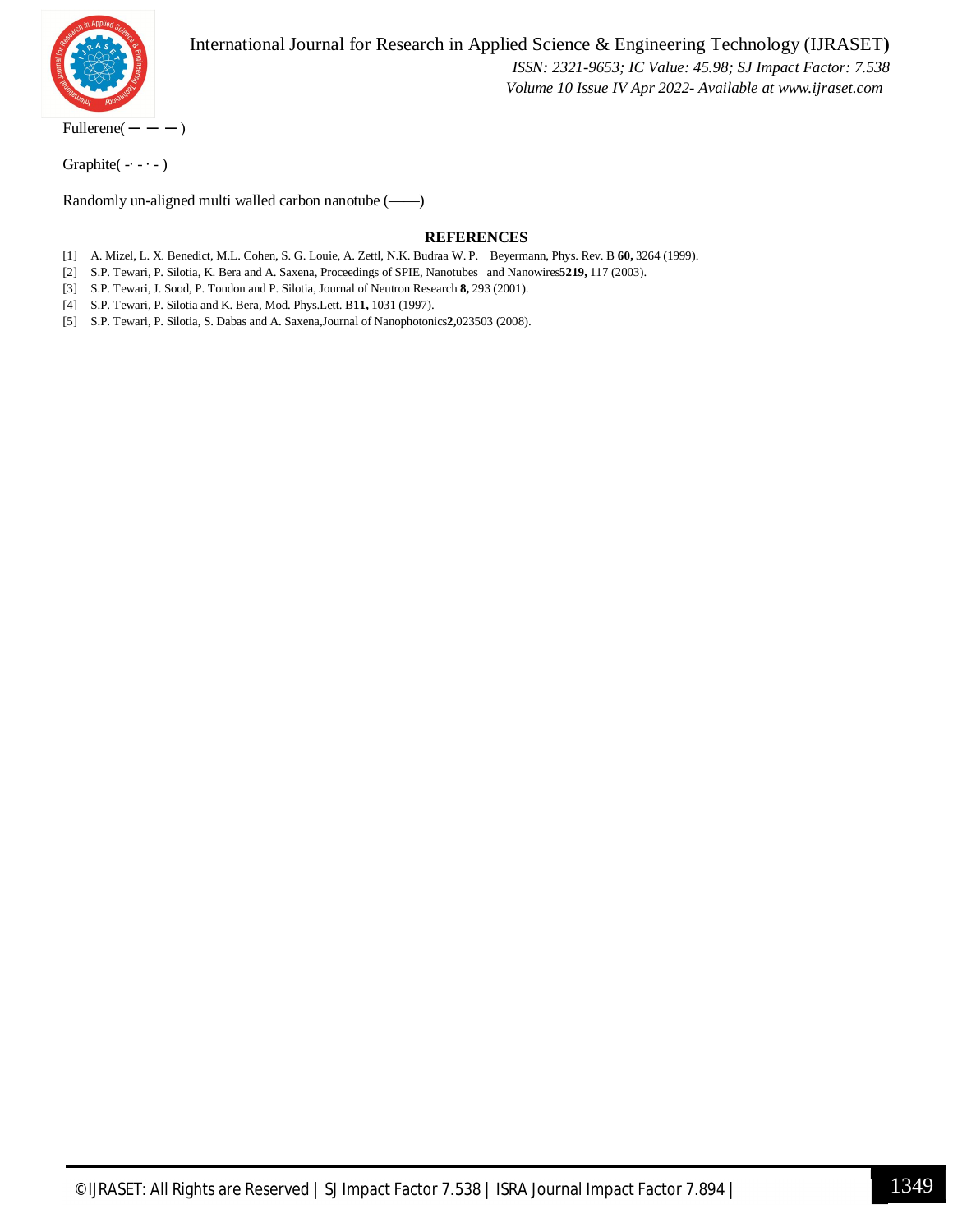Fullerene( — — — )

Graphite( -· - · - )

Randomly un-aligned multi walled carbon nanotube (——)

## REFERENCES

[1] A. Mizel, L. X. Benedict, M.L. Cohen, S. G. Louie, A. Zettl, N.K. Budraa W. P. Beyermann, Phys. Rev. B **60,** 3264 (1999).

[2] S.P. Tewari, P. Silotia, K. Bera and A. Saxena, Proceedings of SPIE, Nanotubes and Nanowires**5219,** 117 (2003).

[3] S.P. Tewari, J. Sood, P. Tondon and P. Silotia, Journal of Neutron Research **8,** 293 (2001).

[4] S.P. Tewari, P. Silotia and K. Bera, Mod. Phys.Lett. B**11,** 1031 (1997).

[5] S.P. Tewari, P. Silotia, S. Dabas and A. Saxena,Journal of Nanophotonics**2,**023503 (2008).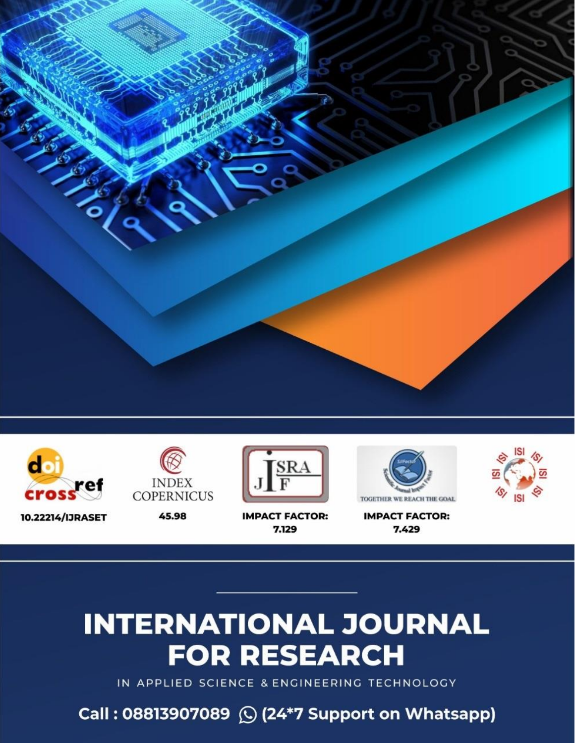10.22214/IJRASET

45.98

IMPACT FACTOR: 7.129

IMPACT FACTOR: 7.429

# INTERNATIONAL JOURNAL FOR RESEARCH

IN APPLIED SCIENCE & ENGINEERING TECHNOLOGY

Call : 08813907089 (24*7 Support on Whatsapp)